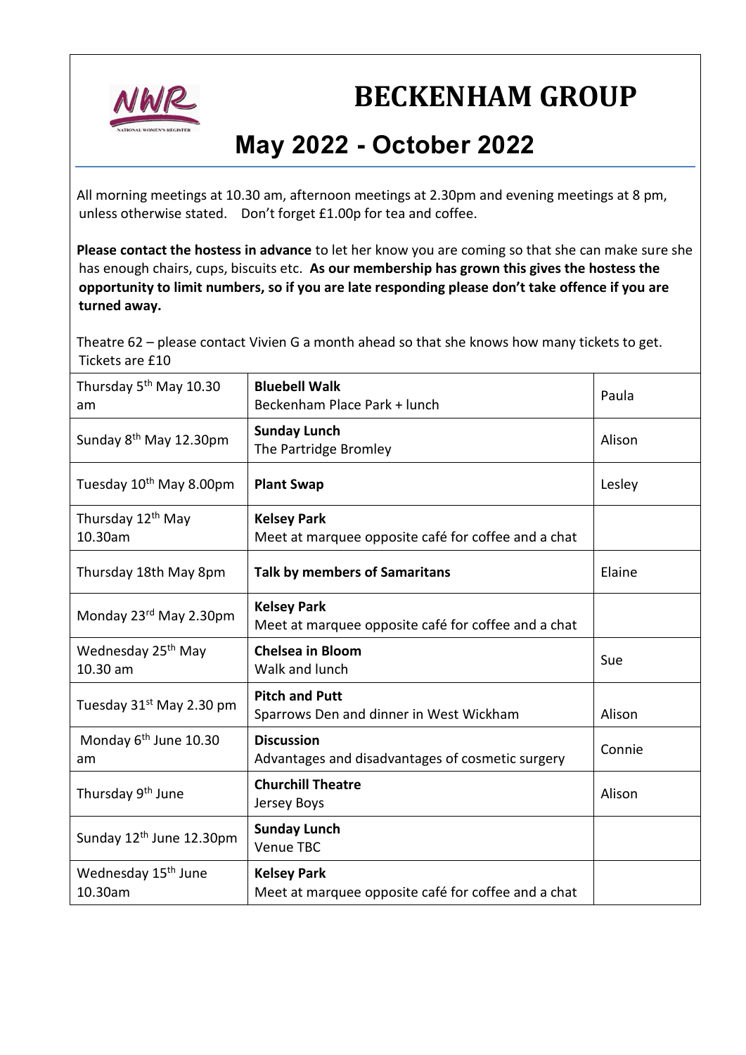# BECKENHAM GROUP

## May 2022 - October 2022

All morning meetings at 10.30 am, afternoon meetings at 2.30pm and evening meetings at 8 pm, unless otherwise stated. Don't forget £1.00p for tea and coffee.

**Please contact the hostess in advance** to let her know you are coming so that she can make sure she has enough chairs, cups, biscuits etc. **As our membership has grown this gives the hostess the opportunity to limit numbers, so if you are late responding please don't take offence if you are turned away.**

Theatre 62 – please contact Vivien G a month ahead so that she knows how many tickets to get. Tickets are £10

| Date | Event | Hostess |
|---|---|---|
| Thursday 5th May 10.30 am | **Bluebell Walk** Beckenham Place Park + lunch | Paula |
| Sunday 8th May 12.30pm | **Sunday Lunch** The Partridge Bromley | Alison |
| Tuesday 10th May 8.00pm | **Plant Swap** | Lesley |
| Thursday 12th May 10.30am | **Kelsey Park** Meet at marquee opposite café for coffee and a chat | |
| Thursday 18th May 8pm | **Talk by members of Samaritans** | Elaine |
| Monday 23rd May 2.30pm | **Kelsey Park** Meet at marquee opposite café for coffee and a chat | |
| Wednesday 25th May 10.30 am | **Chelsea in Bloom** Walk and lunch | Sue |
| Tuesday 31st May 2.30 pm | **Pitch and Putt** Sparrows Den and dinner in West Wickham | Alison |
| Monday 6th June 10.30 am | **Discussion** Advantages and disadvantages of cosmetic surgery | Connie |
| Thursday 9th June | **Churchill Theatre** Jersey Boys | Alison |
| Sunday 12th June 12.30pm | **Sunday Lunch** Venue TBC | |
| Wednesday 15th June 10.30am | **Kelsey Park** Meet at marquee opposite café for coffee and a chat | |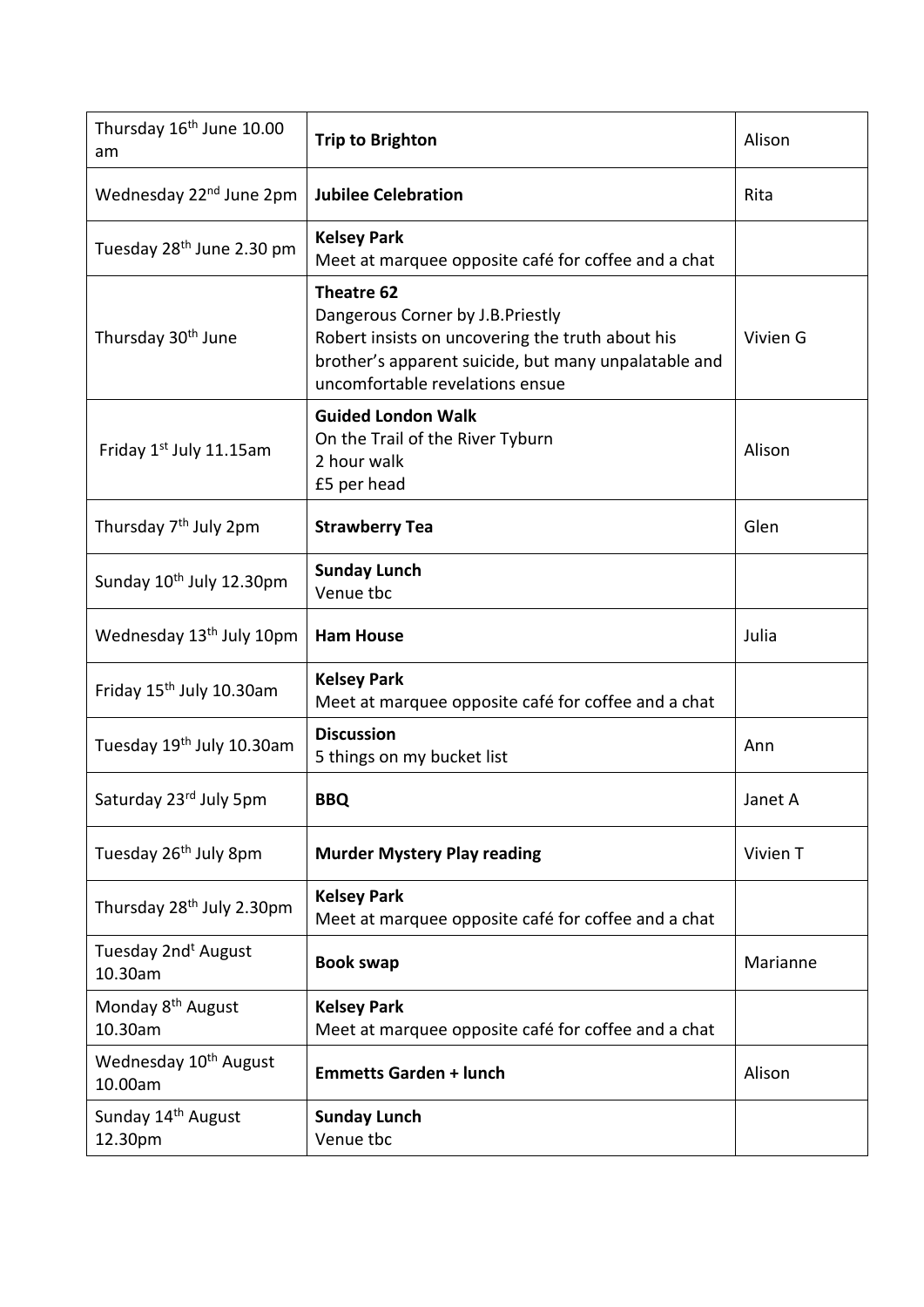| Thursday 16th June 10.00 am | **Trip to Brighton** | Alison |
|---|---|---|
| Wednesday 22nd June 2pm | **Jubilee Celebration** | Rita |
| Tuesday 28th June 2.30 pm | **Kelsey Park**<br>Meet at marquee opposite café for coffee and a chat | |
| Thursday 30th June | **Theatre 62**<br>Dangerous Corner by J.B.Priestly<br>Robert insists on uncovering the truth about his brother's apparent suicide, but many unpalatable and uncomfortable revelations ensue | Vivien G |
| Friday 1st July 11.15am | **Guided London Walk**<br>On the Trail of the River Tyburn<br>2 hour walk<br>£5 per head | Alison |
| Thursday 7th July 2pm | **Strawberry Tea** | Glen |
| Sunday 10th July 12.30pm | **Sunday Lunch**<br>Venue tbc | |
| Wednesday 13th July 10pm | **Ham House** | Julia |
| Friday 15th July 10.30am | **Kelsey Park**<br>Meet at marquee opposite café for coffee and a chat | |
| Tuesday 19th July 10.30am | **Discussion**<br>5 things on my bucket list | Ann |
| Saturday 23rd July 5pm | **BBQ** | Janet A |
| Tuesday 26th July 8pm | **Murder Mystery Play reading** | Vivien T |
| Thursday 28th July 2.30pm | **Kelsey Park**<br>Meet at marquee opposite café for coffee and a chat | |
| Tuesday 2ndt August 10.30am | **Book swap** | Marianne |
| Monday 8th August 10.30am | **Kelsey Park**<br>Meet at marquee opposite café for coffee and a chat | |
| Wednesday 10th August 10.00am | **Emmetts Garden + lunch** | Alison |
| Sunday 14th August 12.30pm | **Sunday Lunch**<br>Venue tbc | |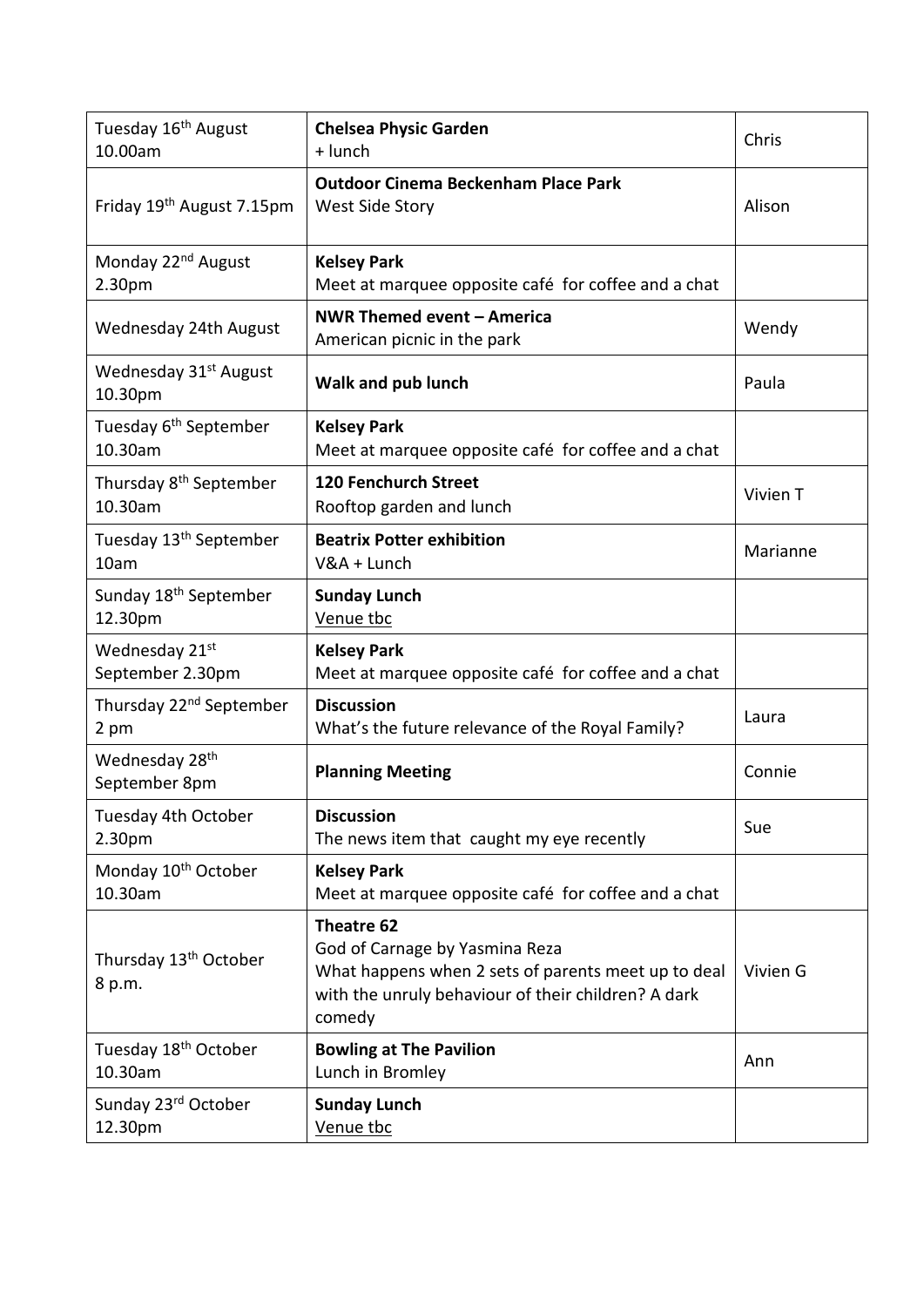| | | |
|---|---|---|
| Tuesday 16th August 10.00am | **Chelsea Physic Garden**<br>+ lunch | Chris |
| Friday 19th August 7.15pm | **Outdoor Cinema Beckenham Place Park**<br>West Side Story | Alison |
| Monday 22nd August 2.30pm | **Kelsey Park**<br>Meet at marquee opposite café for coffee and a chat | |
| Wednesday 24th August | **NWR Themed event – America**<br>American picnic in the park | Wendy |
| Wednesday 31st August 10.30pm | **Walk and pub lunch** | Paula |
| Tuesday 6th September 10.30am | **Kelsey Park**<br>Meet at marquee opposite café for coffee and a chat | |
| Thursday 8th September 10.30am | **120 Fenchurch Street**<br>Rooftop garden and lunch | Vivien T |
| Tuesday 13th September 10am | **Beatrix Potter exhibition**<br>V&A + Lunch | Marianne |
| Sunday 18th September 12.30pm | **Sunday Lunch**<br><u>Venue tbc</u> | |
| Wednesday 21st September 2.30pm | **Kelsey Park**<br>Meet at marquee opposite café for coffee and a chat | |
| Thursday 22nd September 2 pm | **Discussion**<br>What's the future relevance of the Royal Family? | Laura |
| Wednesday 28th September 8pm | **Planning Meeting** | Connie |
| Tuesday 4th October 2.30pm | **Discussion**<br>The news item that caught my eye recently | Sue |
| Monday 10th October 10.30am | **Kelsey Park**<br>Meet at marquee opposite café for coffee and a chat | |
| Thursday 13th October 8 p.m. | **Theatre 62**<br>God of Carnage by Yasmina Reza<br>What happens when 2 sets of parents meet up to deal with the unruly behaviour of their children? A dark comedy | Vivien G |
| Tuesday 18th October 10.30am | **Bowling at The Pavilion**<br>Lunch in Bromley | Ann |
| Sunday 23rd October 12.30pm | **Sunday Lunch**<br><u>Venue tbc</u> | |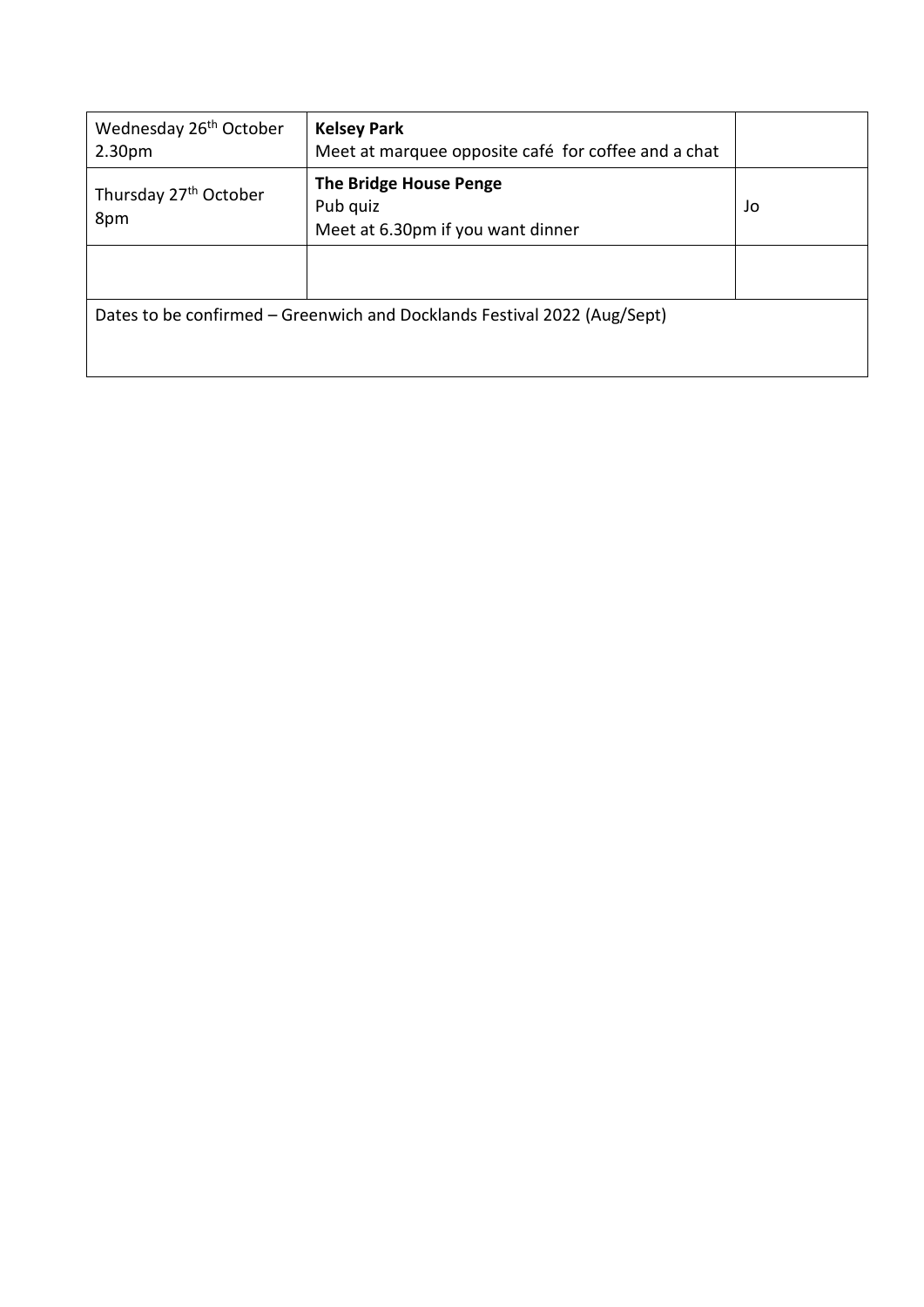| | | |
|---|---|---|
| Wednesday 26th October 2.30pm | **Kelsey Park**<br>Meet at marquee opposite café for coffee and a chat | |
| Thursday 27th October 8pm | **The Bridge House Penge**<br>Pub quiz<br>Meet at 6.30pm if you want dinner | Jo |
| | | |
| Dates to be confirmed – Greenwich and Docklands Festival 2022 (Aug/Sept) | | |